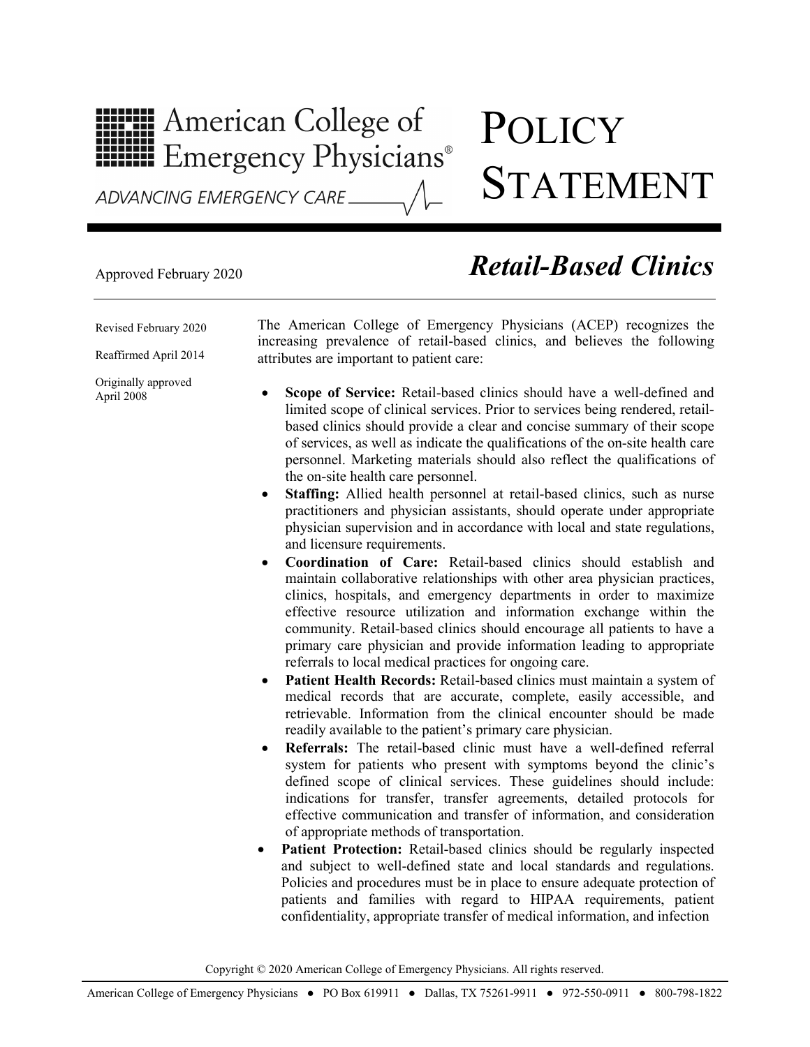American College of Emergency Physicians®

ADVANCING EMERGENCY CARE

# POLICY STATEMENT

Approved February 2020

## *Retail-Based Clinics*

Revised February 2020

Reaffirmed April 2014

Originally approved April 2008

The American College of Emergency Physicians (ACEP) recognizes the increasing prevalence of retail-based clinics, and believes the following attributes are important to patient care:

- **Scope of Service:** Retail-based clinics should have a well-defined and limited scope of clinical services. Prior to services being rendered, retail-based clinics should provide a clear and concise summary of their scope of services, as well as indicate the qualifications of the on-site health care personnel. Marketing materials should also reflect the qualifications of the on-site health care personnel.
- **Staffing:** Allied health personnel at retail-based clinics, such as nurse practitioners and physician assistants, should operate under appropriate physician supervision and in accordance with local and state regulations, and licensure requirements.
- **Coordination of Care:** Retail-based clinics should establish and maintain collaborative relationships with other area physician practices, clinics, hospitals, and emergency departments in order to maximize effective resource utilization and information exchange within the community. Retail-based clinics should encourage all patients to have a primary care physician and provide information leading to appropriate referrals to local medical practices for ongoing care.
- **Patient Health Records:** Retail-based clinics must maintain a system of medical records that are accurate, complete, easily accessible, and retrievable. Information from the clinical encounter should be made readily available to the patient's primary care physician.
- **Referrals:** The retail-based clinic must have a well-defined referral system for patients who present with symptoms beyond the clinic's defined scope of clinical services. These guidelines should include: indications for transfer, transfer agreements, detailed protocols for effective communication and transfer of information, and consideration of appropriate methods of transportation.
- **Patient Protection:** Retail-based clinics should be regularly inspected and subject to well-defined state and local standards and regulations. Policies and procedures must be in place to ensure adequate protection of patients and families with regard to HIPAA requirements, patient confidentiality, appropriate transfer of medical information, and infection

Copyright © 2020 American College of Emergency Physicians. All rights reserved.

American College of Emergency Physicians ● PO Box 619911 ● Dallas, TX 75261-9911 ● 972-550-0911 ● 800-798-1822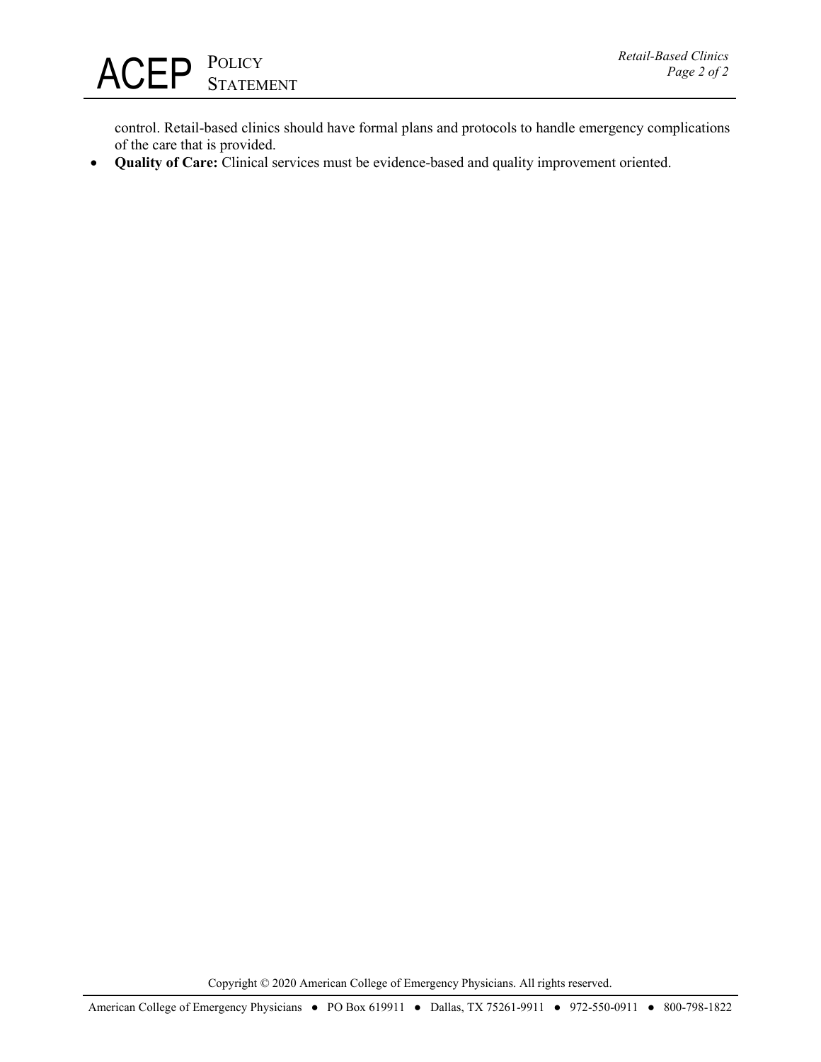control. Retail-based clinics should have formal plans and protocols to handle emergency complications of the care that is provided.

- **Quality of Care:** Clinical services must be evidence-based and quality improvement oriented.

Copyright © 2020 American College of Emergency Physicians. All rights reserved.